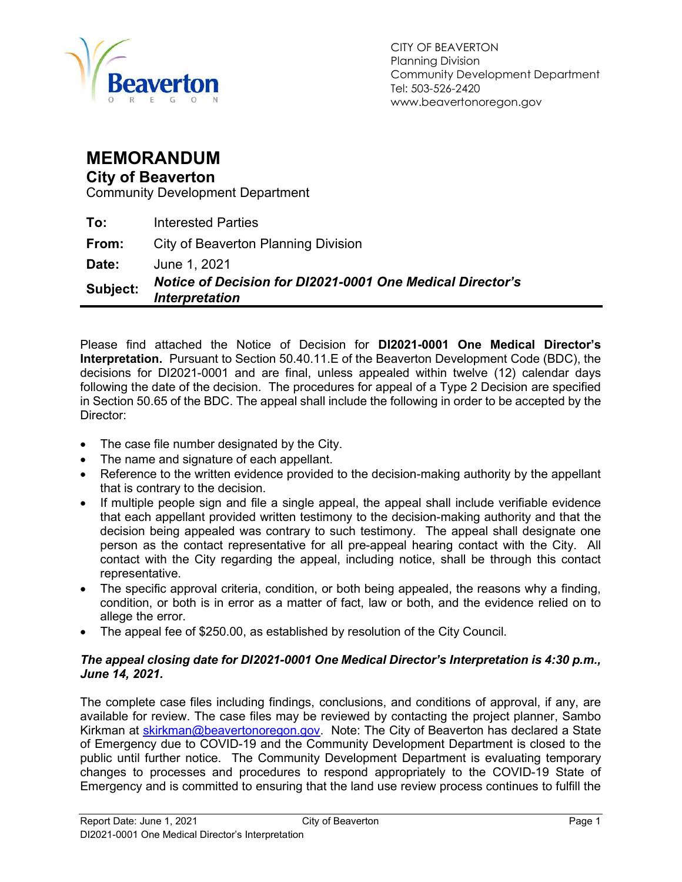CITY OF BEAVERTON
Planning Division
Community Development Department
Tel: 503-526-2420
www.beavertonoregon.gov

# MEMORANDUM

## City of Beaverton

Community Development Department

| | |
|---|---|
| **To:** | Interested Parties |
| **From:** | City of Beaverton Planning Division |
| **Date:** | June 1, 2021 |
| **Subject:** | ***Notice of Decision for DI2021-0001 One Medical Director's Interpretation*** |

Please find attached the Notice of Decision for **DI2021-0001 One Medical Director's Interpretation.** Pursuant to Section 50.40.11.E of the Beaverton Development Code (BDC), the decisions for DI2021-0001 and are final, unless appealed within twelve (12) calendar days following the date of the decision. The procedures for appeal of a Type 2 Decision are specified in Section 50.65 of the BDC. The appeal shall include the following in order to be accepted by the Director:

- The case file number designated by the City.
- The name and signature of each appellant.
- Reference to the written evidence provided to the decision-making authority by the appellant that is contrary to the decision.
- If multiple people sign and file a single appeal, the appeal shall include verifiable evidence that each appellant provided written testimony to the decision-making authority and that the decision being appealed was contrary to such testimony. The appeal shall designate one person as the contact representative for all pre-appeal hearing contact with the City. All contact with the City regarding the appeal, including notice, shall be through this contact representative.
- The specific approval criteria, condition, or both being appealed, the reasons why a finding, condition, or both is in error as a matter of fact, law or both, and the evidence relied on to allege the error.
- The appeal fee of $250.00, as established by resolution of the City Council.

***The appeal closing date for DI2021-0001 One Medical Director's Interpretation is 4:30 p.m., June 14, 2021.***

The complete case files including findings, conclusions, and conditions of approval, if any, are available for review. The case files may be reviewed by contacting the project planner, Sambo Kirkman at skirkman@beavertonoregon.gov. Note: The City of Beaverton has declared a State of Emergency due to COVID-19 and the Community Development Department is closed to the public until further notice. The Community Development Department is evaluating temporary changes to processes and procedures to respond appropriately to the COVID-19 State of Emergency and is committed to ensuring that the land use review process continues to fulfill the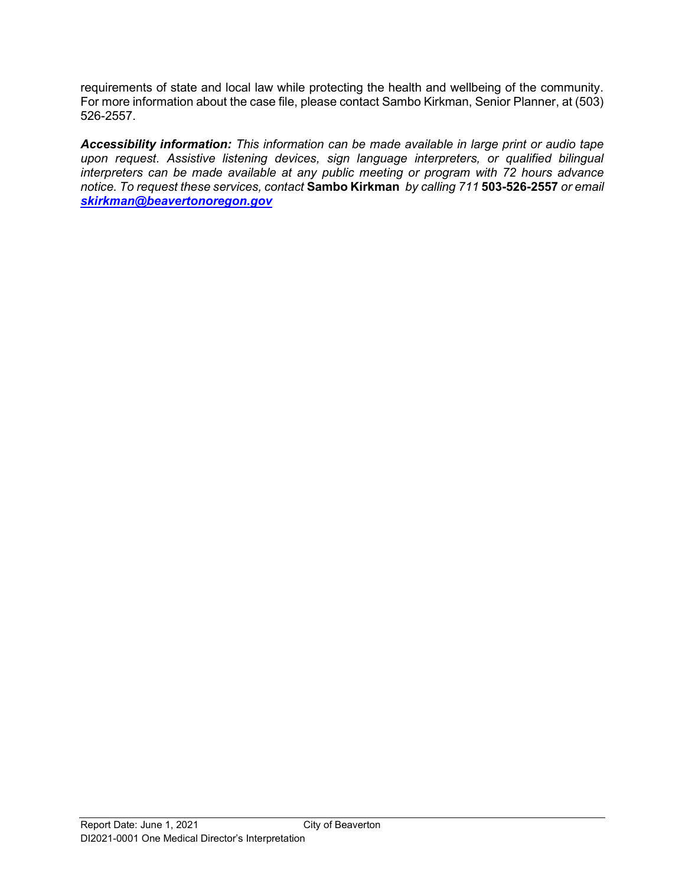requirements of state and local law while protecting the health and wellbeing of the community. For more information about the case file, please contact Sambo Kirkman, Senior Planner, at (503) 526-2557.

***Accessibility information:*** *This information can be made available in large print or audio tape upon request. Assistive listening devices, sign language interpreters, or qualified bilingual interpreters can be made available at any public meeting or program with 72 hours advance notice. To request these services, contact* **Sambo Kirkman** *by calling 711* **503-526-2557** *or email* ***skirkman@beavertonoregon.gov***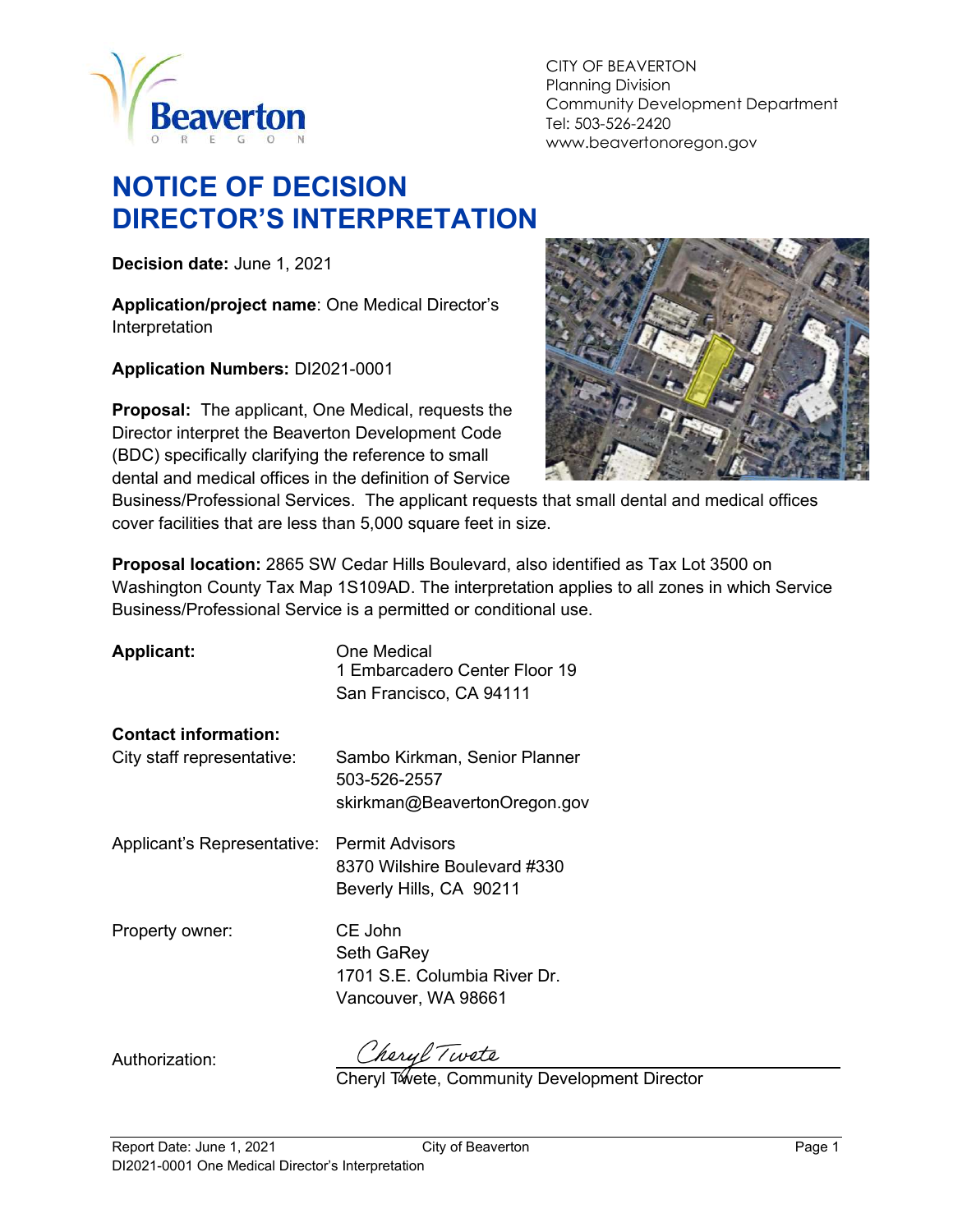CITY OF BEAVERTON
Planning Division
Community Development Department
Tel: 503-526-2420
www.beavertonoregon.gov

# NOTICE OF DECISION
# DIRECTOR'S INTERPRETATION

**Decision date:** June 1, 2021

**Application/project name**: One Medical Director's Interpretation

**Application Numbers:** DI2021-0001

**Proposal:** The applicant, One Medical, requests the Director interpret the Beaverton Development Code (BDC) specifically clarifying the reference to small dental and medical offices in the definition of Service Business/Professional Services. The applicant requests that small dental and medical offices cover facilities that are less than 5,000 square feet in size.

**Proposal location:** 2865 SW Cedar Hills Boulevard, also identified as Tax Lot 3500 on Washington County Tax Map 1S109AD. The interpretation applies to all zones in which Service Business/Professional Service is a permitted or conditional use.

| | |
|---|---|
| **Applicant:** | One Medical<br>1 Embarcadero Center Floor 19<br>San Francisco, CA 94111 |
| **Contact information:** | |
| City staff representative: | Sambo Kirkman, Senior Planner<br>503-526-2557<br>skirkman@BeavertonOregon.gov |
| Applicant's Representative: | Permit Advisors<br>8370 Wilshire Boulevard #330<br>Beverly Hills, CA 90211 |
| Property owner: | CE John<br>Seth GaRey<br>1701 S.E. Columbia River Dr.<br>Vancouver, WA 98661 |
| Authorization: | *Cheryl Twete*<br>Cheryl Twete, Community Development Director |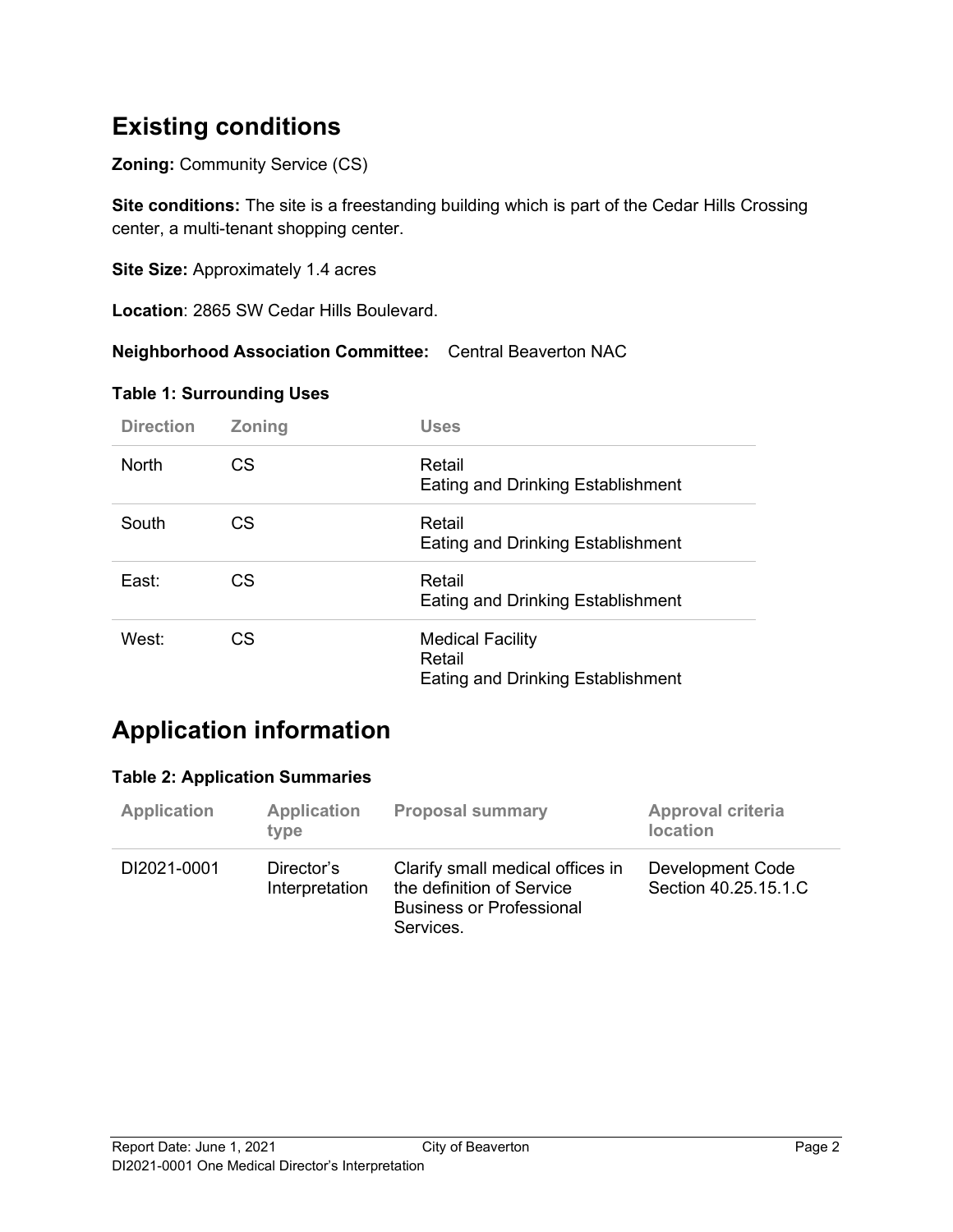## Existing conditions

**Zoning:** Community Service (CS)

**Site conditions:** The site is a freestanding building which is part of the Cedar Hills Crossing center, a multi-tenant shopping center.

**Site Size:** Approximately 1.4 acres

**Location**: 2865 SW Cedar Hills Boulevard.

**Neighborhood Association Committee:** Central Beaverton NAC

**Table 1: Surrounding Uses**

| Direction | Zoning | Uses |
|---|---|---|
| North | CS | Retail<br>Eating and Drinking Establishment |
| South | CS | Retail<br>Eating and Drinking Establishment |
| East: | CS | Retail<br>Eating and Drinking Establishment |
| West: | CS | Medical Facility<br>Retail<br>Eating and Drinking Establishment |

## Application information

**Table 2: Application Summaries**

| Application | Application type | Proposal summary | Approval criteria location |
|---|---|---|---|
| DI2021-0001 | Director's Interpretation | Clarify small medical offices in the definition of Service Business or Professional Services. | Development Code Section 40.25.15.1.C |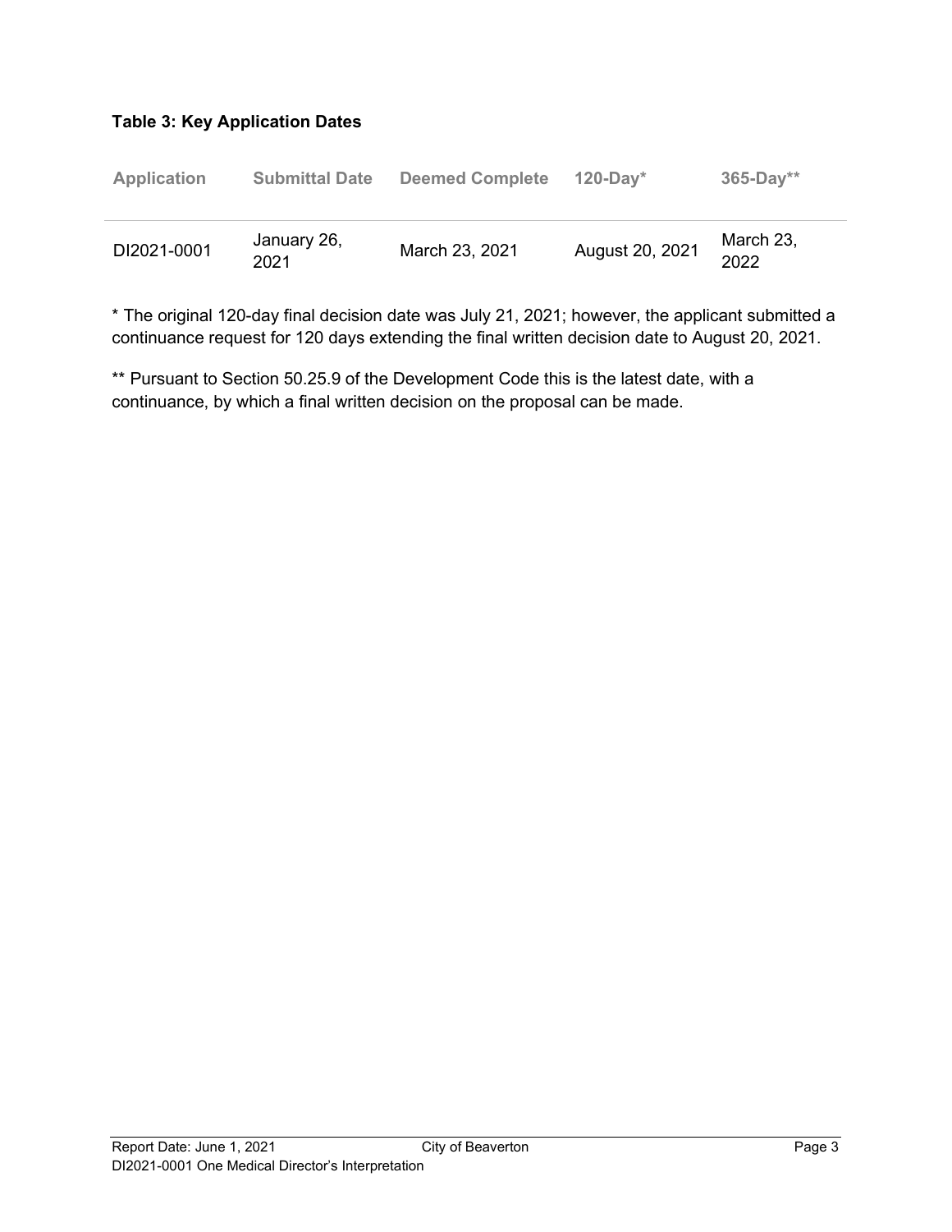**Table 3: Key Application Dates**

| Application | Submittal Date | Deemed Complete | 120-Day* | 365-Day** |
|---|---|---|---|---|
| DI2021-0001 | January 26, 2021 | March 23, 2021 | August 20, 2021 | March 23, 2022 |

* The original 120-day final decision date was July 21, 2021; however, the applicant submitted a continuance request for 120 days extending the final written decision date to August 20, 2021.

** Pursuant to Section 50.25.9 of the Development Code this is the latest date, with a continuance, by which a final written decision on the proposal can be made.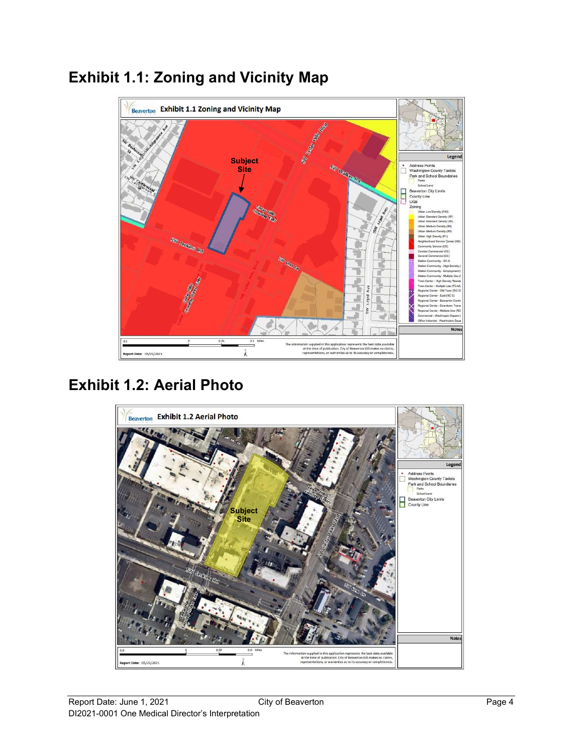## Exhibit 1.1: Zoning and Vicinity Map

## Exhibit 1.2: Aerial Photo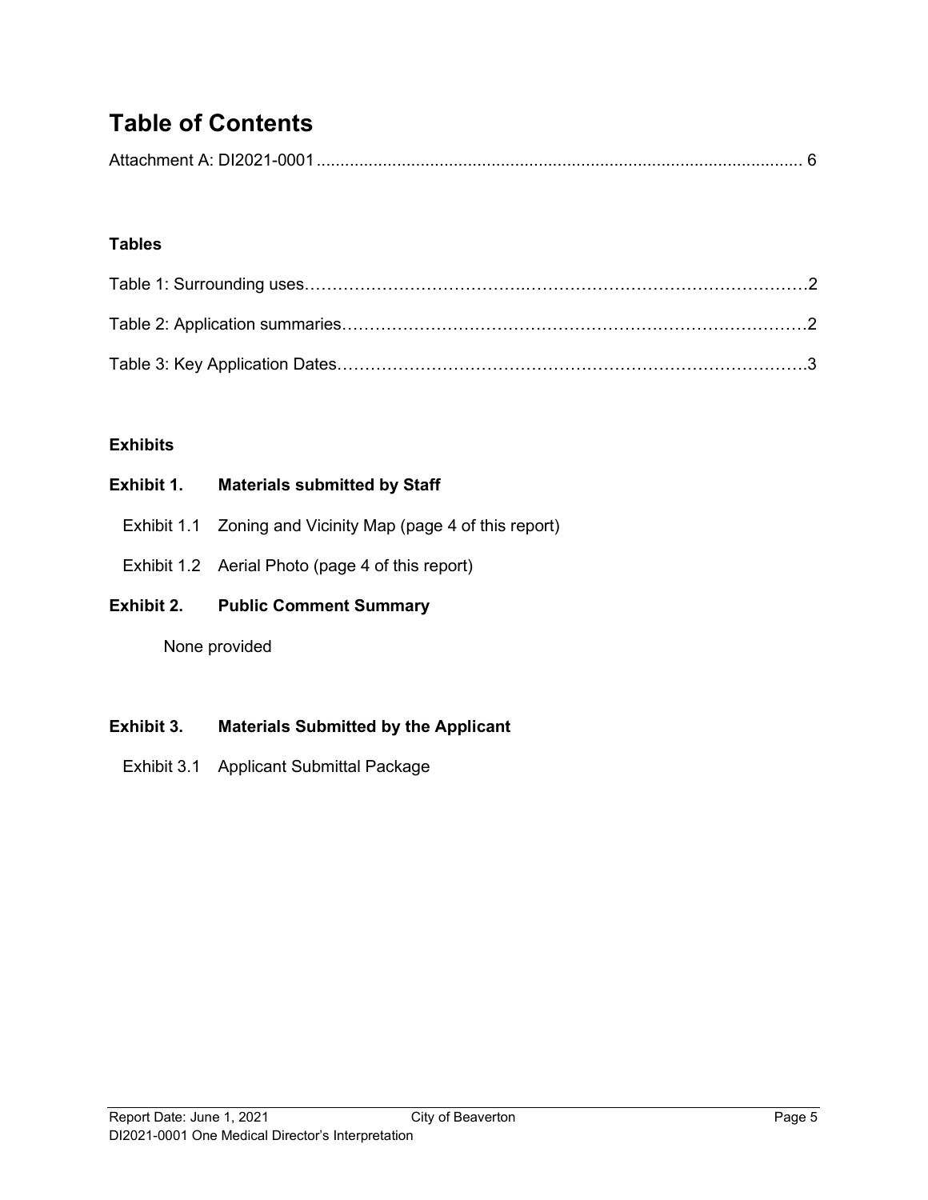# Table of Contents

Attachment A: DI2021-0001 ..................................................................................................... 6

**Tables**

Table 1: Surrounding uses……………………………….…………………………………………2

Table 2: Application summaries…………………………………………………………………2

Table 3: Key Application Dates………………………………………………………………….3

**Exhibits**

**Exhibit 1. Materials submitted by Staff**

Exhibit 1.1 Zoning and Vicinity Map (page 4 of this report)

Exhibit 1.2 Aerial Photo (page 4 of this report)

**Exhibit 2. Public Comment Summary**

None provided

**Exhibit 3. Materials Submitted by the Applicant**

Exhibit 3.1 Applicant Submittal Package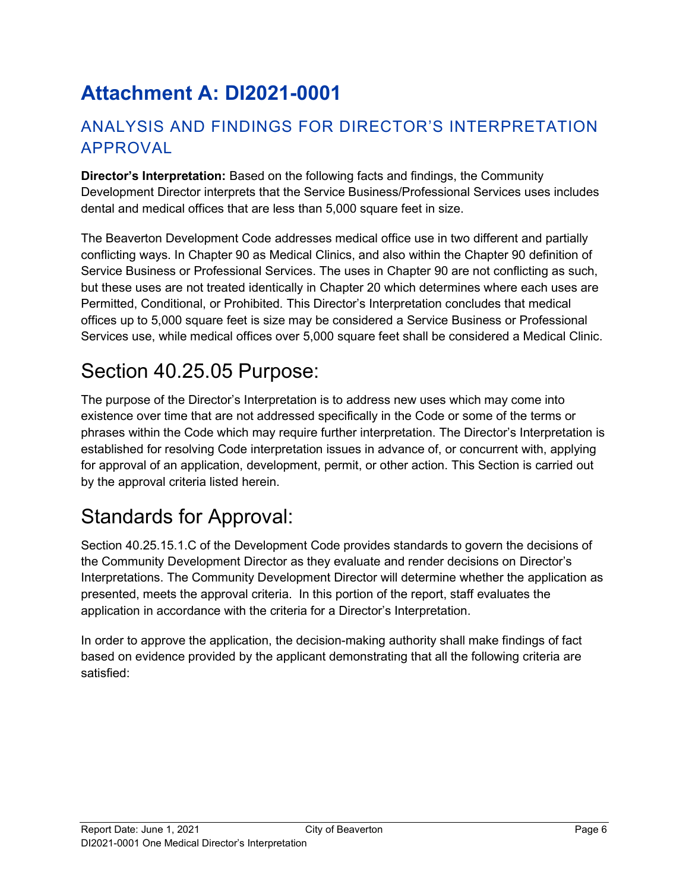# Attachment A: DI2021-0001

## ANALYSIS AND FINDINGS FOR DIRECTOR'S INTERPRETATION APPROVAL

**Director's Interpretation:** Based on the following facts and findings, the Community Development Director interprets that the Service Business/Professional Services uses includes dental and medical offices that are less than 5,000 square feet in size.

The Beaverton Development Code addresses medical office use in two different and partially conflicting ways. In Chapter 90 as Medical Clinics, and also within the Chapter 90 definition of Service Business or Professional Services. The uses in Chapter 90 are not conflicting as such, but these uses are not treated identically in Chapter 20 which determines where each uses are Permitted, Conditional, or Prohibited. This Director's Interpretation concludes that medical offices up to 5,000 square feet is size may be considered a Service Business or Professional Services use, while medical offices over 5,000 square feet shall be considered a Medical Clinic.

# Section 40.25.05 Purpose:

The purpose of the Director's Interpretation is to address new uses which may come into existence over time that are not addressed specifically in the Code or some of the terms or phrases within the Code which may require further interpretation. The Director's Interpretation is established for resolving Code interpretation issues in advance of, or concurrent with, applying for approval of an application, development, permit, or other action. This Section is carried out by the approval criteria listed herein.

# Standards for Approval:

Section 40.25.15.1.C of the Development Code provides standards to govern the decisions of the Community Development Director as they evaluate and render decisions on Director's Interpretations. The Community Development Director will determine whether the application as presented, meets the approval criteria. In this portion of the report, staff evaluates the application in accordance with the criteria for a Director's Interpretation.

In order to approve the application, the decision-making authority shall make findings of fact based on evidence provided by the applicant demonstrating that all the following criteria are satisfied: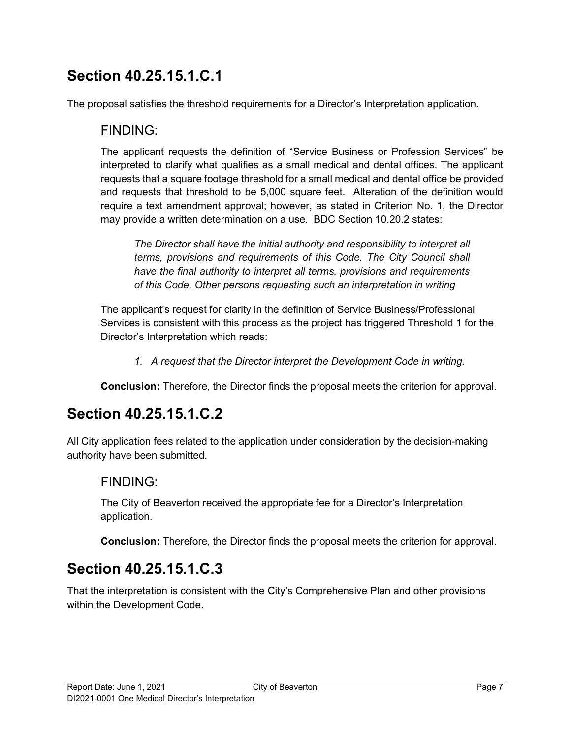## Section 40.25.15.1.C.1

The proposal satisfies the threshold requirements for a Director's Interpretation application.

### FINDING:

The applicant requests the definition of "Service Business or Profession Services" be interpreted to clarify what qualifies as a small medical and dental offices. The applicant requests that a square footage threshold for a small medical and dental office be provided and requests that threshold to be 5,000 square feet. Alteration of the definition would require a text amendment approval; however, as stated in Criterion No. 1, the Director may provide a written determination on a use. BDC Section 10.20.2 states:

> *The Director shall have the initial authority and responsibility to interpret all terms, provisions and requirements of this Code. The City Council shall have the final authority to interpret all terms, provisions and requirements of this Code. Other persons requesting such an interpretation in writing*

The applicant's request for clarity in the definition of Service Business/Professional Services is consistent with this process as the project has triggered Threshold 1 for the Director's Interpretation which reads:

1. *A request that the Director interpret the Development Code in writing.*

**Conclusion:** Therefore, the Director finds the proposal meets the criterion for approval.

## Section 40.25.15.1.C.2

All City application fees related to the application under consideration by the decision-making authority have been submitted.

### FINDING:

The City of Beaverton received the appropriate fee for a Director's Interpretation application.

**Conclusion:** Therefore, the Director finds the proposal meets the criterion for approval.

## Section 40.25.15.1.C.3

That the interpretation is consistent with the City's Comprehensive Plan and other provisions within the Development Code.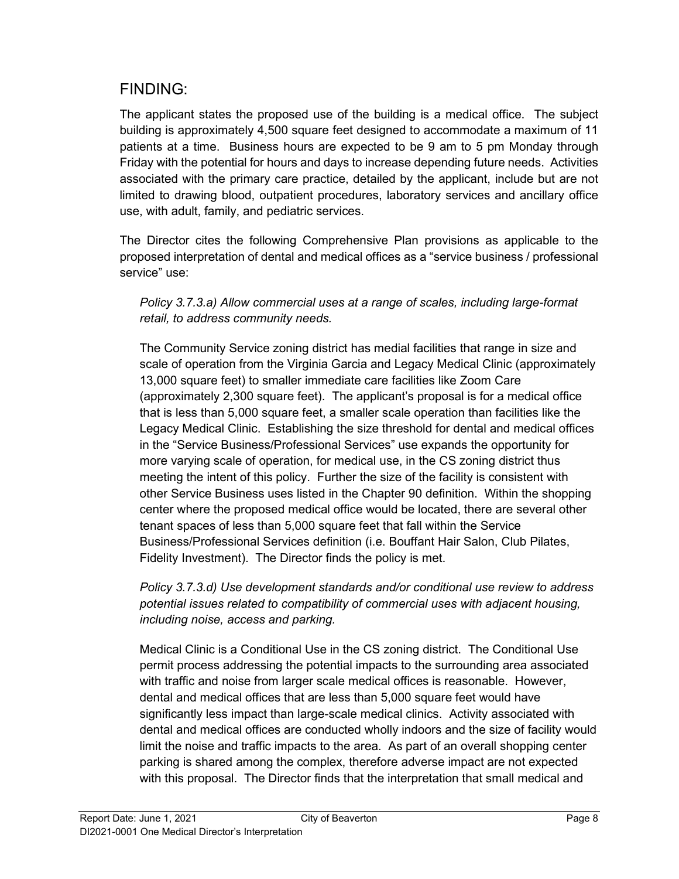## FINDING:

The applicant states the proposed use of the building is a medical office. The subject building is approximately 4,500 square feet designed to accommodate a maximum of 11 patients at a time. Business hours are expected to be 9 am to 5 pm Monday through Friday with the potential for hours and days to increase depending future needs. Activities associated with the primary care practice, detailed by the applicant, include but are not limited to drawing blood, outpatient procedures, laboratory services and ancillary office use, with adult, family, and pediatric services.

The Director cites the following Comprehensive Plan provisions as applicable to the proposed interpretation of dental and medical offices as a "service business / professional service" use:

> *Policy 3.7.3.a) Allow commercial uses at a range of scales, including large-format retail, to address community needs.*
>
> The Community Service zoning district has medial facilities that range in size and scale of operation from the Virginia Garcia and Legacy Medical Clinic (approximately 13,000 square feet) to smaller immediate care facilities like Zoom Care (approximately 2,300 square feet). The applicant's proposal is for a medical office that is less than 5,000 square feet, a smaller scale operation than facilities like the Legacy Medical Clinic. Establishing the size threshold for dental and medical offices in the "Service Business/Professional Services" use expands the opportunity for more varying scale of operation, for medical use, in the CS zoning district thus meeting the intent of this policy. Further the size of the facility is consistent with other Service Business uses listed in the Chapter 90 definition. Within the shopping center where the proposed medical office would be located, there are several other tenant spaces of less than 5,000 square feet that fall within the Service Business/Professional Services definition (i.e. Bouffant Hair Salon, Club Pilates, Fidelity Investment). The Director finds the policy is met.
>
> *Policy 3.7.3.d) Use development standards and/or conditional use review to address potential issues related to compatibility of commercial uses with adjacent housing, including noise, access and parking.*
>
> Medical Clinic is a Conditional Use in the CS zoning district. The Conditional Use permit process addressing the potential impacts to the surrounding area associated with traffic and noise from larger scale medical offices is reasonable. However, dental and medical offices that are less than 5,000 square feet would have significantly less impact than large-scale medical clinics. Activity associated with dental and medical offices are conducted wholly indoors and the size of facility would limit the noise and traffic impacts to the area. As part of an overall shopping center parking is shared among the complex, therefore adverse impact are not expected with this proposal. The Director finds that the interpretation that small medical and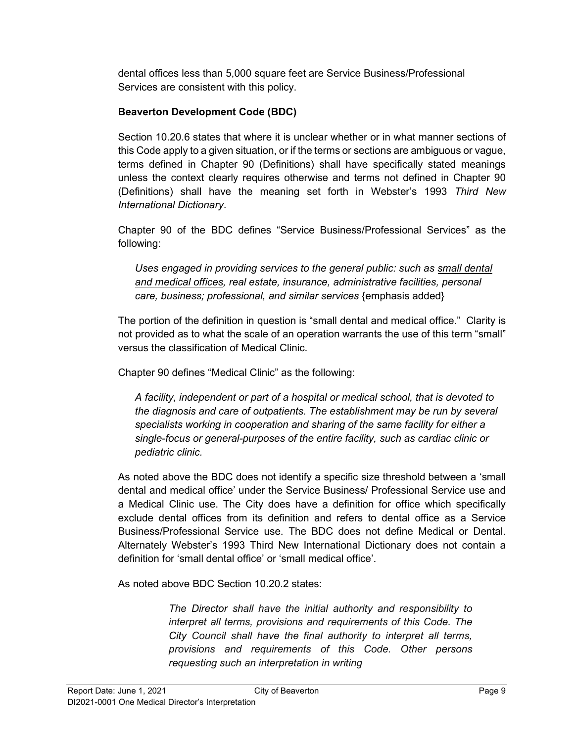dental offices less than 5,000 square feet are Service Business/Professional Services are consistent with this policy.

**Beaverton Development Code (BDC)**

Section 10.20.6 states that where it is unclear whether or in what manner sections of this Code apply to a given situation, or if the terms or sections are ambiguous or vague, terms defined in Chapter 90 (Definitions) shall have specifically stated meanings unless the context clearly requires otherwise and terms not defined in Chapter 90 (Definitions) shall have the meaning set forth in Webster's 1993 *Third New International Dictionary*.

Chapter 90 of the BDC defines "Service Business/Professional Services" as the following:

> *Uses engaged in providing services to the general public: such as small dental and medical offices, real estate, insurance, administrative facilities, personal care, business; professional, and similar services* {emphasis added}

The portion of the definition in question is "small dental and medical office." Clarity is not provided as to what the scale of an operation warrants the use of this term "small" versus the classification of Medical Clinic.

Chapter 90 defines "Medical Clinic" as the following:

> *A facility, independent or part of a hospital or medical school, that is devoted to the diagnosis and care of outpatients. The establishment may be run by several specialists working in cooperation and sharing of the same facility for either a single-focus or general-purposes of the entire facility, such as cardiac clinic or pediatric clinic.*

As noted above the BDC does not identify a specific size threshold between a 'small dental and medical office' under the Service Business/ Professional Service use and a Medical Clinic use. The City does have a definition for office which specifically exclude dental offices from its definition and refers to dental office as a Service Business/Professional Service use. The BDC does not define Medical or Dental. Alternately Webster's 1993 Third New International Dictionary does not contain a definition for 'small dental office' or 'small medical office'.

As noted above BDC Section 10.20.2 states:

> *The Director shall have the initial authority and responsibility to interpret all terms, provisions and requirements of this Code. The City Council shall have the final authority to interpret all terms, provisions and requirements of this Code. Other persons requesting such an interpretation in writing*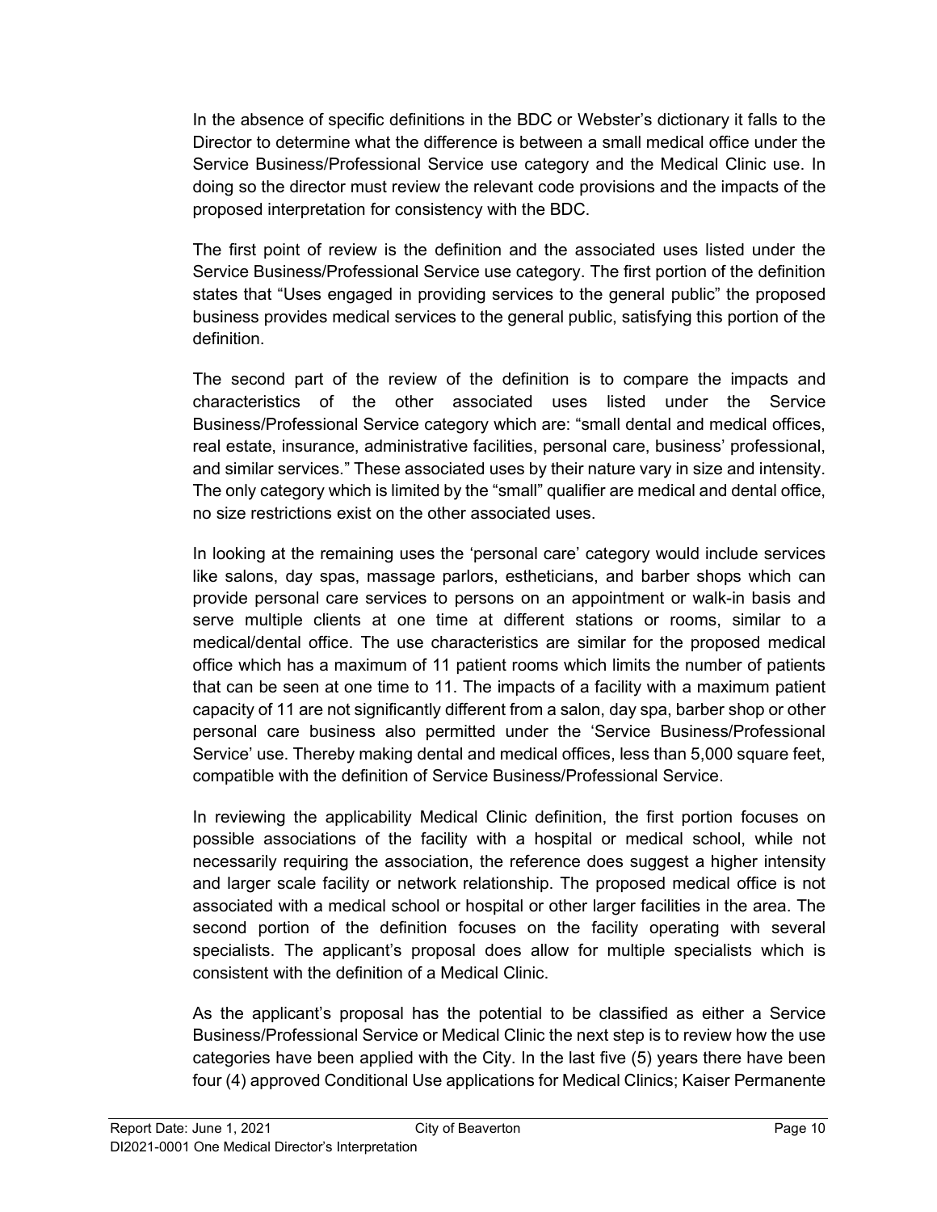In the absence of specific definitions in the BDC or Webster's dictionary it falls to the Director to determine what the difference is between a small medical office under the Service Business/Professional Service use category and the Medical Clinic use. In doing so the director must review the relevant code provisions and the impacts of the proposed interpretation for consistency with the BDC.

The first point of review is the definition and the associated uses listed under the Service Business/Professional Service use category. The first portion of the definition states that "Uses engaged in providing services to the general public" the proposed business provides medical services to the general public, satisfying this portion of the definition.

The second part of the review of the definition is to compare the impacts and characteristics of the other associated uses listed under the Service Business/Professional Service category which are: "small dental and medical offices, real estate, insurance, administrative facilities, personal care, business' professional, and similar services." These associated uses by their nature vary in size and intensity. The only category which is limited by the "small" qualifier are medical and dental office, no size restrictions exist on the other associated uses.

In looking at the remaining uses the 'personal care' category would include services like salons, day spas, massage parlors, estheticians, and barber shops which can provide personal care services to persons on an appointment or walk-in basis and serve multiple clients at one time at different stations or rooms, similar to a medical/dental office. The use characteristics are similar for the proposed medical office which has a maximum of 11 patient rooms which limits the number of patients that can be seen at one time to 11. The impacts of a facility with a maximum patient capacity of 11 are not significantly different from a salon, day spa, barber shop or other personal care business also permitted under the 'Service Business/Professional Service' use. Thereby making dental and medical offices, less than 5,000 square feet, compatible with the definition of Service Business/Professional Service.

In reviewing the applicability Medical Clinic definition, the first portion focuses on possible associations of the facility with a hospital or medical school, while not necessarily requiring the association, the reference does suggest a higher intensity and larger scale facility or network relationship. The proposed medical office is not associated with a medical school or hospital or other larger facilities in the area. The second portion of the definition focuses on the facility operating with several specialists. The applicant's proposal does allow for multiple specialists which is consistent with the definition of a Medical Clinic.

As the applicant's proposal has the potential to be classified as either a Service Business/Professional Service or Medical Clinic the next step is to review how the use categories have been applied with the City. In the last five (5) years there have been four (4) approved Conditional Use applications for Medical Clinics; Kaiser Permanente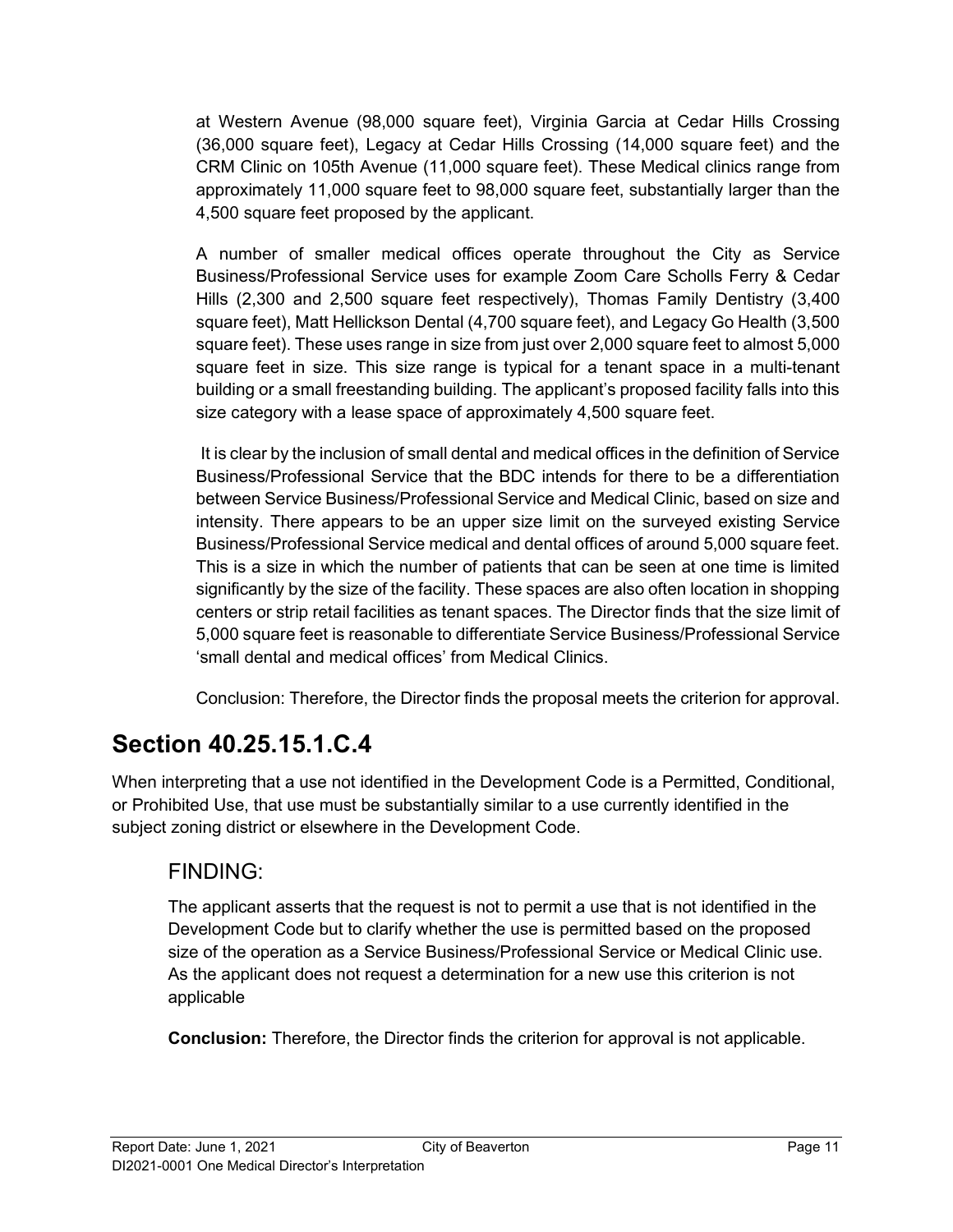at Western Avenue (98,000 square feet), Virginia Garcia at Cedar Hills Crossing (36,000 square feet), Legacy at Cedar Hills Crossing (14,000 square feet) and the CRM Clinic on 105th Avenue (11,000 square feet). These Medical clinics range from approximately 11,000 square feet to 98,000 square feet, substantially larger than the 4,500 square feet proposed by the applicant.

A number of smaller medical offices operate throughout the City as Service Business/Professional Service uses for example Zoom Care Scholls Ferry & Cedar Hills (2,300 and 2,500 square feet respectively), Thomas Family Dentistry (3,400 square feet), Matt Hellickson Dental (4,700 square feet), and Legacy Go Health (3,500 square feet). These uses range in size from just over 2,000 square feet to almost 5,000 square feet in size. This size range is typical for a tenant space in a multi-tenant building or a small freestanding building. The applicant's proposed facility falls into this size category with a lease space of approximately 4,500 square feet.

It is clear by the inclusion of small dental and medical offices in the definition of Service Business/Professional Service that the BDC intends for there to be a differentiation between Service Business/Professional Service and Medical Clinic, based on size and intensity. There appears to be an upper size limit on the surveyed existing Service Business/Professional Service medical and dental offices of around 5,000 square feet. This is a size in which the number of patients that can be seen at one time is limited significantly by the size of the facility. These spaces are also often location in shopping centers or strip retail facilities as tenant spaces. The Director finds that the size limit of 5,000 square feet is reasonable to differentiate Service Business/Professional Service 'small dental and medical offices' from Medical Clinics.

Conclusion: Therefore, the Director finds the proposal meets the criterion for approval.

## Section 40.25.15.1.C.4

When interpreting that a use not identified in the Development Code is a Permitted, Conditional, or Prohibited Use, that use must be substantially similar to a use currently identified in the subject zoning district or elsewhere in the Development Code.

### FINDING:

The applicant asserts that the request is not to permit a use that is not identified in the Development Code but to clarify whether the use is permitted based on the proposed size of the operation as a Service Business/Professional Service or Medical Clinic use. As the applicant does not request a determination for a new use this criterion is not applicable

**Conclusion:** Therefore, the Director finds the criterion for approval is not applicable.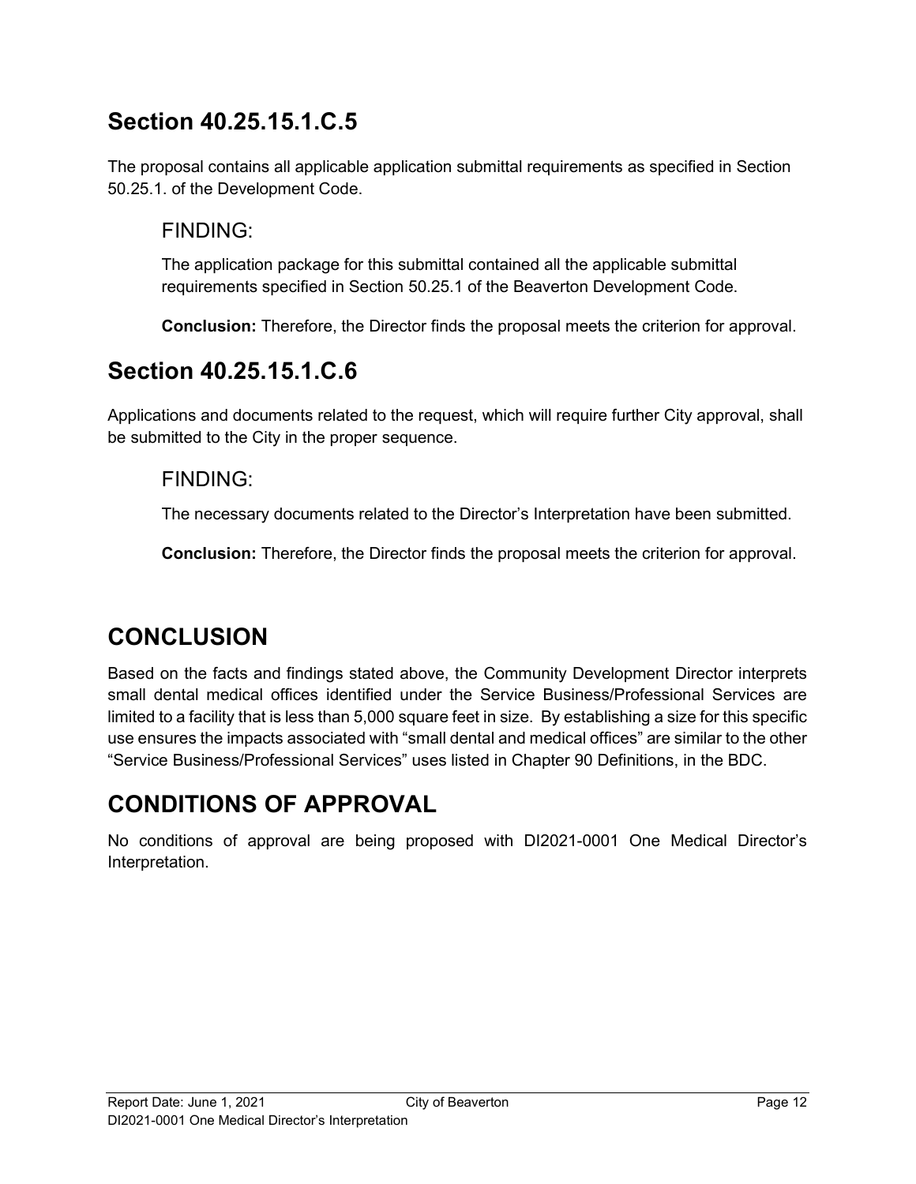## Section 40.25.15.1.C.5

The proposal contains all applicable application submittal requirements as specified in Section 50.25.1. of the Development Code.

### FINDING:

The application package for this submittal contained all the applicable submittal requirements specified in Section 50.25.1 of the Beaverton Development Code.

**Conclusion:** Therefore, the Director finds the proposal meets the criterion for approval.

## Section 40.25.15.1.C.6

Applications and documents related to the request, which will require further City approval, shall be submitted to the City in the proper sequence.

### FINDING:

The necessary documents related to the Director's Interpretation have been submitted.

**Conclusion:** Therefore, the Director finds the proposal meets the criterion for approval.

## CONCLUSION

Based on the facts and findings stated above, the Community Development Director interprets small dental medical offices identified under the Service Business/Professional Services are limited to a facility that is less than 5,000 square feet in size. By establishing a size for this specific use ensures the impacts associated with "small dental and medical offices" are similar to the other "Service Business/Professional Services" uses listed in Chapter 90 Definitions, in the BDC.

## CONDITIONS OF APPROVAL

No conditions of approval are being proposed with DI2021-0001 One Medical Director's Interpretation.